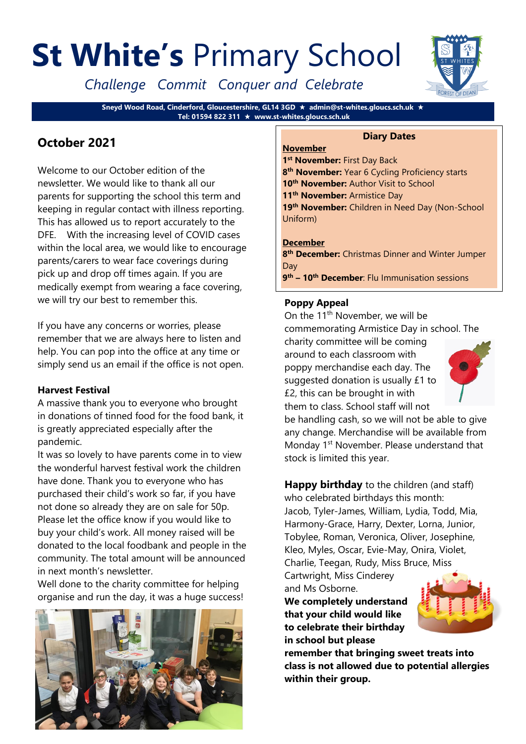# **St White's** Primary School

*Challenge Commit Conquer and Celebrate*

**Sneyd Wood Road, Cinderford, Gloucestershire, GL14 3GD ★ admin@st-whites.gloucs.sch.uk ★ Tel: 01594 822 311 ★ www.st-whites.gloucs.sch.uk**

## October 2021

Welcome to our October edition of the newsletter. We would like to thank all our parents for supporting the school this term and keeping in regular contact with illness reporting. This has allowed us to report accurately to the DFE. With the increasing level of COVID cases within the local area, we would like to encourage parents/carers to wear face coverings during pick up and drop off times again. If you are medically exempt from wearing a face covering, we will try our best to remember this.

If you have any concerns or worries, please remember that we are always here to listen and help. You can pop into the office at any time or simply send us an email if the office is not open.

### Harvest Festival

A massive thank you to everyone who brought in donations of tinned food for the food bank, it is greatly appreciated especially after the pandemic.

It was so lovely to have parents come in to view the wonderful harvest festival work the children have done. Thank you to everyone who has purchased their child's work so far, if you have not done so already they are on sale for 50p. Please let the office know if you would like to buy your child's work. All money raised will be donated to the local foodbank and people in the community. The total amount will be announced in next month's newsletter.

Well done to the charity committee for helping organise and run the day, it was a huge success!

### Diary Dates

**November**

**1st November:** First Day Back
**8th November:** Year 6 Cycling Proficiency starts
**10th November:** Author Visit to School
**11th November:** Armistice Day
**19th November:** Children in Need Day (Non-School Uniform)

**December**

**8th December:** Christmas Dinner and Winter Jumper Day
**9th – 10th December**: Flu Immunisation sessions

### Poppy Appeal

On the 11th November, we will be commemorating Armistice Day in school. The charity committee will be coming around to each classroom with poppy merchandise each day. The suggested donation is usually £1 to £2, this can be brought in with them to class. School staff will not be handling cash, so we will not be able to give any change. Merchandise will be available from Monday 1st November. Please understand that stock is limited this year.

**Happy birthday** to the children (and staff) who celebrated birthdays this month: Jacob, Tyler-James, William, Lydia, Todd, Mia, Harmony-Grace, Harry, Dexter, Lorna, Junior, Tobylee, Roman, Veronica, Oliver, Josephine, Kleo, Myles, Oscar, Evie-May, Onira, Violet, Charlie, Teegan, Rudy, Miss Bruce, Miss Cartwright, Miss Cinderey and Ms Osborne.

**We completely understand that your child would like to celebrate their birthday in school but please remember that bringing sweet treats into class is not allowed due to potential allergies within their group.**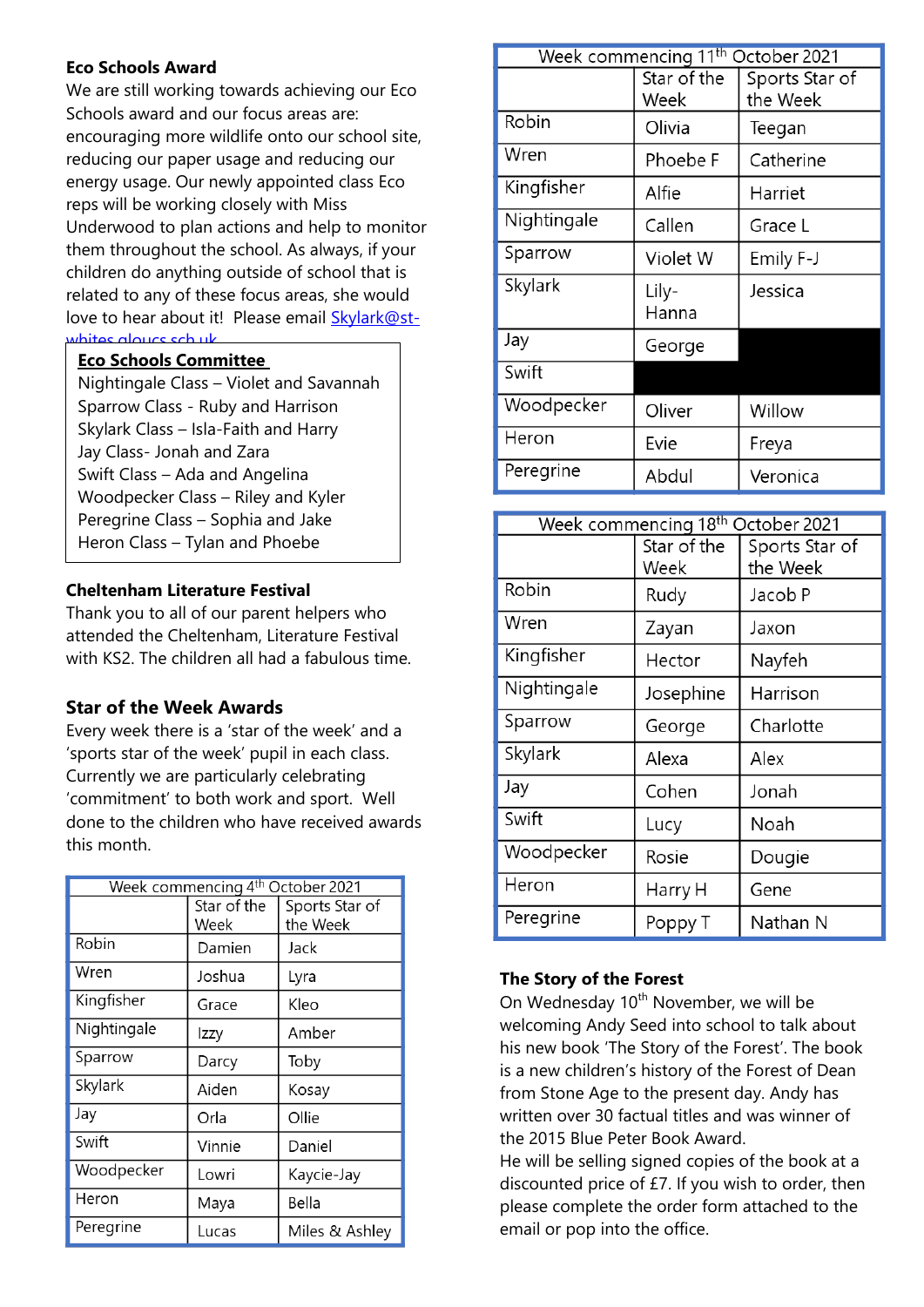## Eco Schools Award

We are still working towards achieving our Eco Schools award and our focus areas are: encouraging more wildlife onto our school site, reducing our paper usage and reducing our energy usage. Our newly appointed class Eco reps will be working closely with Miss Underwood to plan actions and help to monitor them throughout the school. As always, if your children do anything outside of school that is related to any of these focus areas, she would love to hear about it! Please email Skylark@st-whites.gloucs.sch.uk

**Eco Schools Committee**

- Nightingale Class – Violet and Savannah
- Sparrow Class - Ruby and Harrison
- Skylark Class – Isla-Faith and Harry
- Jay Class- Jonah and Zara
- Swift Class – Ada and Angelina
- Woodpecker Class – Riley and Kyler
- Peregrine Class – Sophia and Jake
- Heron Class – Tylan and Phoebe

## Cheltenham Literature Festival

Thank you to all of our parent helpers who attended the Cheltenham, Literature Festival with KS2. The children all had a fabulous time.

## Star of the Week Awards

Every week there is a 'star of the week' and a 'sports star of the week' pupil in each class. Currently we are particularly celebrating 'commitment' to both work and sport. Well done to the children who have received awards this month.

**Week commencing 4th October 2021**

| | Star of the Week | Sports Star of the Week |
|---|---|---|
| Robin | Damien | Jack |
| Wren | Joshua | Lyra |
| Kingfisher | Grace | Kleo |
| Nightingale | Izzy | Amber |
| Sparrow | Darcy | Toby |
| Skylark | Aiden | Kosay |
| Jay | Orla | Ollie |
| Swift | Vinnie | Daniel |
| Woodpecker | Lowri | Kaycie-Jay |
| Heron | Maya | Bella |
| Peregrine | Lucas | Miles & Ashley |

**Week commencing 11th October 2021**

| | Star of the Week | Sports Star of the Week |
|---|---|---|
| Robin | Olivia | Teegan |
| Wren | Phoebe F | Catherine |
| Kingfisher | Alfie | Harriet |
| Nightingale | Callen | Grace L |
| Sparrow | Violet W | Emily F-J |
| Skylark | Lily-Hanna | Jessica |
| Jay | George | |
| Swift | | |
| Woodpecker | Oliver | Willow |
| Heron | Evie | Freya |
| Peregrine | Abdul | Veronica |

**Week commencing 18th October 2021**

| | Star of the Week | Sports Star of the Week |
|---|---|---|
| Robin | Rudy | Jacob P |
| Wren | Zayan | Jaxon |
| Kingfisher | Hector | Nayfeh |
| Nightingale | Josephine | Harrison |
| Sparrow | George | Charlotte |
| Skylark | Alexa | Alex |
| Jay | Cohen | Jonah |
| Swift | Lucy | Noah |
| Woodpecker | Rosie | Dougie |
| Heron | Harry H | Gene |
| Peregrine | Poppy T | Nathan N |

## The Story of the Forest

On Wednesday 10th November, we will be welcoming Andy Seed into school to talk about his new book 'The Story of the Forest'. The book is a new children's history of the Forest of Dean from Stone Age to the present day. Andy has written over 30 factual titles and was winner of the 2015 Blue Peter Book Award.

He will be selling signed copies of the book at a discounted price of £7. If you wish to order, then please complete the order form attached to the email or pop into the office.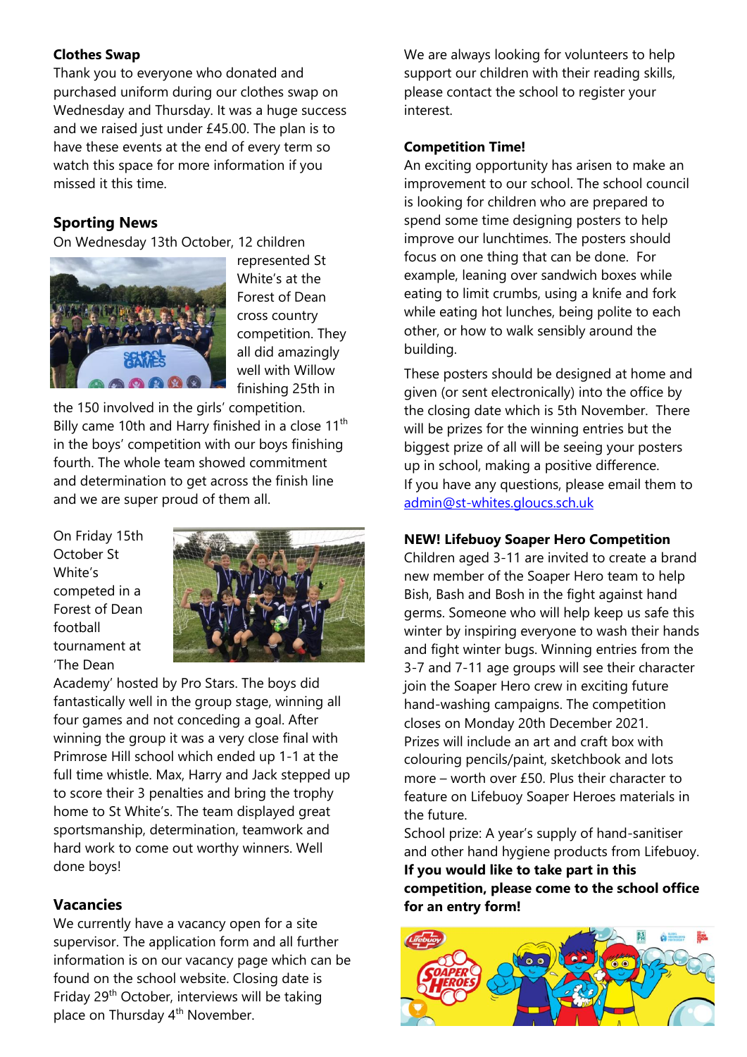## Clothes Swap

Thank you to everyone who donated and purchased uniform during our clothes swap on Wednesday and Thursday. It was a huge success and we raised just under £45.00. The plan is to have these events at the end of every term so watch this space for more information if you missed it this time.

## Sporting News

On Wednesday 13th October, 12 children represented St White's at the Forest of Dean cross country competition. They all did amazingly well with Willow finishing 25th in the 150 involved in the girls' competition. Billy came 10th and Harry finished in a close 11th in the boys' competition with our boys finishing fourth. The whole team showed commitment and determination to get across the finish line and we are super proud of them all.

On Friday 15th October St White's competed in a Forest of Dean football tournament at 'The Dean Academy' hosted by Pro Stars. The boys did fantastically well in the group stage, winning all four games and not conceding a goal. After winning the group it was a very close final with Primrose Hill school which ended up 1-1 at the full time whistle. Max, Harry and Jack stepped up to score their 3 penalties and bring the trophy home to St White's. The team displayed great sportsmanship, determination, teamwork and hard work to come out worthy winners. Well done boys!

## Vacancies

We currently have a vacancy open for a site supervisor. The application form and all further information is on our vacancy page which can be found on the school website. Closing date is Friday 29th October, interviews will be taking place on Thursday 4th November.

We are always looking for volunteers to help support our children with their reading skills, please contact the school to register your interest.

## Competition Time!

An exciting opportunity has arisen to make an improvement to our school. The school council is looking for children who are prepared to spend some time designing posters to help improve our lunchtimes. The posters should focus on one thing that can be done. For example, leaning over sandwich boxes while eating to limit crumbs, using a knife and fork while eating hot lunches, being polite to each other, or how to walk sensibly around the building.

These posters should be designed at home and given (or sent electronically) into the office by the closing date which is 5th November. There will be prizes for the winning entries but the biggest prize of all will be seeing your posters up in school, making a positive difference.
If you have any questions, please email them to admin@st-whites.gloucs.sch.uk

## NEW! Lifebuoy Soaper Hero Competition

Children aged 3-11 are invited to create a brand new member of the Soaper Hero team to help Bish, Bash and Bosh in the fight against hand germs. Someone who will help keep us safe this winter by inspiring everyone to wash their hands and fight winter bugs. Winning entries from the 3-7 and 7-11 age groups will see their character join the Soaper Hero crew in exciting future hand-washing campaigns. The competition closes on Monday 20th December 2021.
Prizes will include an art and craft box with colouring pencils/paint, sketchbook and lots more – worth over £50. Plus their character to feature on Lifebuoy Soaper Heroes materials in the future.
School prize: A year's supply of hand-sanitiser and other hand hygiene products from Lifebuoy.
**If you would like to take part in this competition, please come to the school office for an entry form!**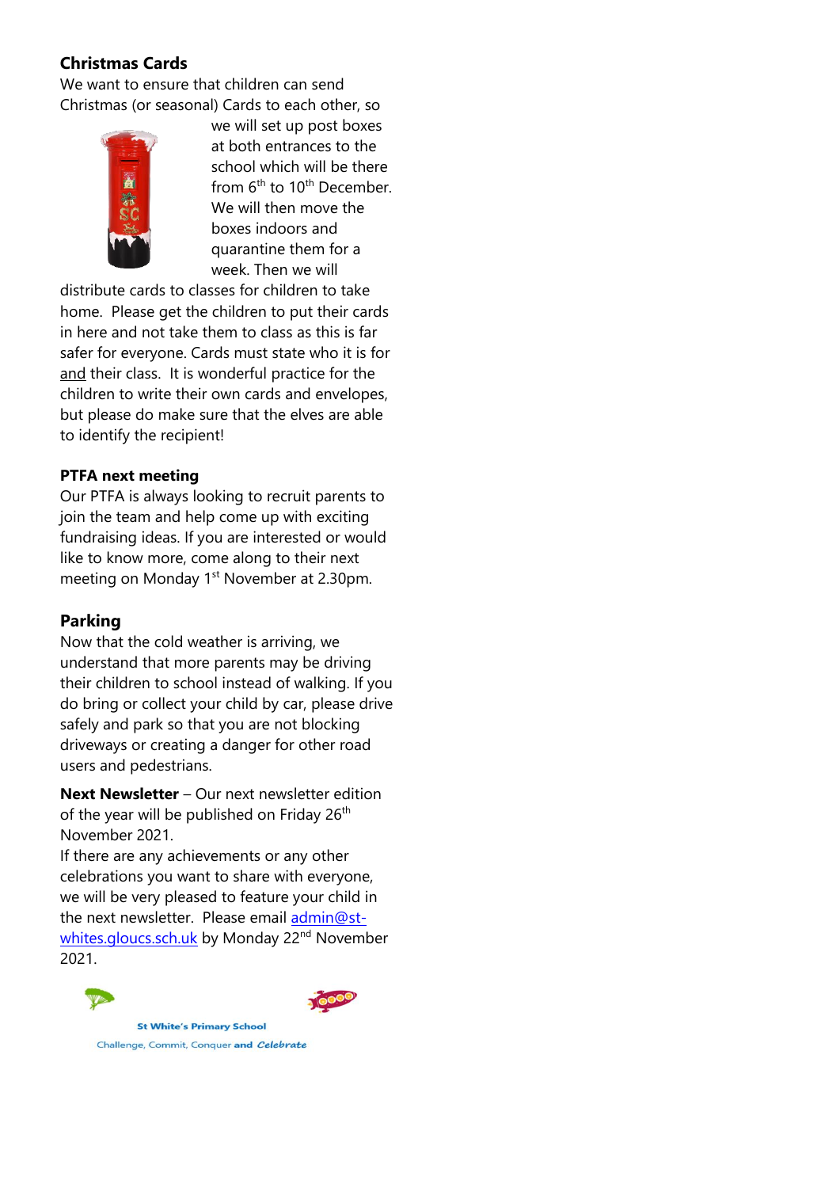### Christmas Cards

We want to ensure that children can send Christmas (or seasonal) Cards to each other, so we will set up post boxes at both entrances to the school which will be there from 6th to 10th December. We will then move the boxes indoors and quarantine them for a week. Then we will distribute cards to classes for children to take home. Please get the children to put their cards in here and not take them to class as this is far safer for everyone. Cards must state who it is for and their class. It is wonderful practice for the children to write their own cards and envelopes, but please do make sure that the elves are able to identify the recipient!

### PTFA next meeting

Our PTFA is always looking to recruit parents to join the team and help come up with exciting fundraising ideas. If you are interested or would like to know more, come along to their next meeting on Monday 1st November at 2.30pm.

### Parking

Now that the cold weather is arriving, we understand that more parents may be driving their children to school instead of walking. If you do bring or collect your child by car, please drive safely and park so that you are not blocking driveways or creating a danger for other road users and pedestrians.

**Next Newsletter** – Our next newsletter edition of the year will be published on Friday 26th November 2021.

If there are any achievements or any other celebrations you want to share with everyone, we will be very pleased to feature your child in the next newsletter. Please email admin@st-whites.gloucs.sch.uk by Monday 22nd November 2021.

St White's Primary School

Challenge, Commit, Conquer **and** ***Celebrate***